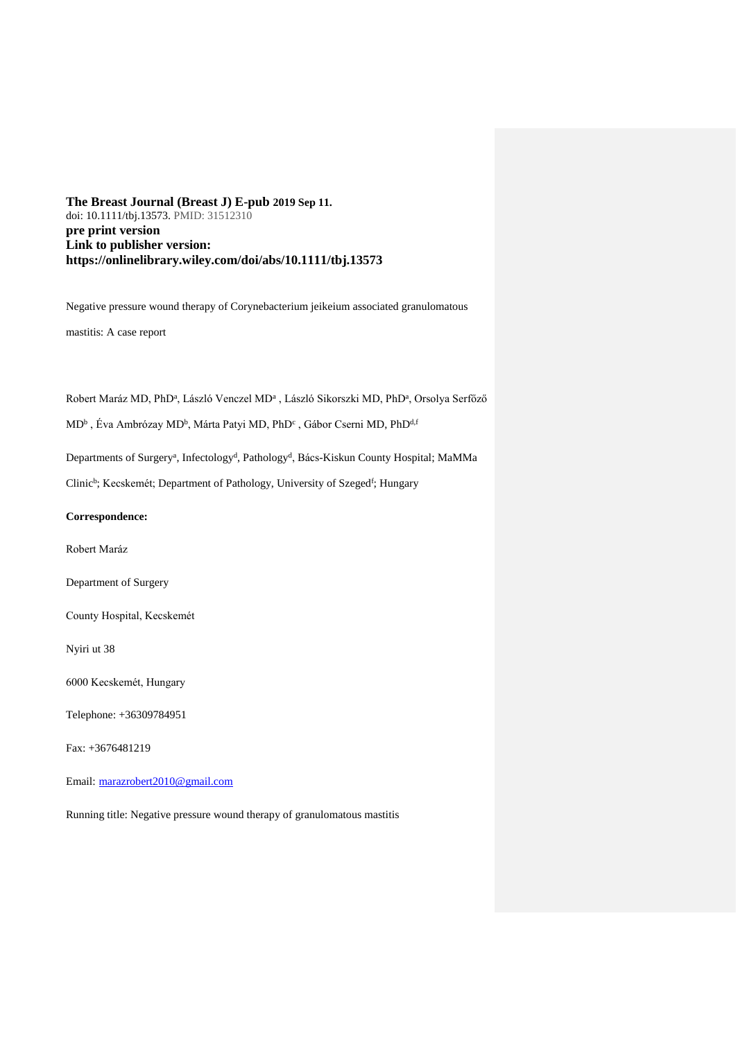**The Breast Journal (Breast J) E-pub 2019 Sep 11.**
doi: 10.1111/tbj.13573. PMID: 31512310
**pre print version**
**Link to publisher version:**
**https://onlinelibrary.wiley.com/doi/abs/10.1111/tbj.13573**

Negative pressure wound therapy of Corynebacterium jeikeium associated granulomatous mastitis: A case report

Robert Maráz MD, PhD[a], László Venczel MD[a] , László Sikorszki MD, PhD[a], Orsolya Serfőző MD[b] , Éva Ambrózay MD[b], Márta Patyi MD, PhD[c] , Gábor Cserni MD, PhD[d,f]

Departments of Surgery[a], Infectology[d], Pathology[d], Bács-Kiskun County Hospital; MaMMa Clinic[b]; Kecskemét; Department of Pathology, University of Szeged[f]; Hungary

**Correspondence:**

Robert Maráz

Department of Surgery

County Hospital, Kecskemét

Nyiri ut 38

6000 Kecskemét, Hungary

Telephone: +36309784951

Fax: +3676481219

Email: marazrobert2010@gmail.com

Running title: Negative pressure wound therapy of granulomatous mastitis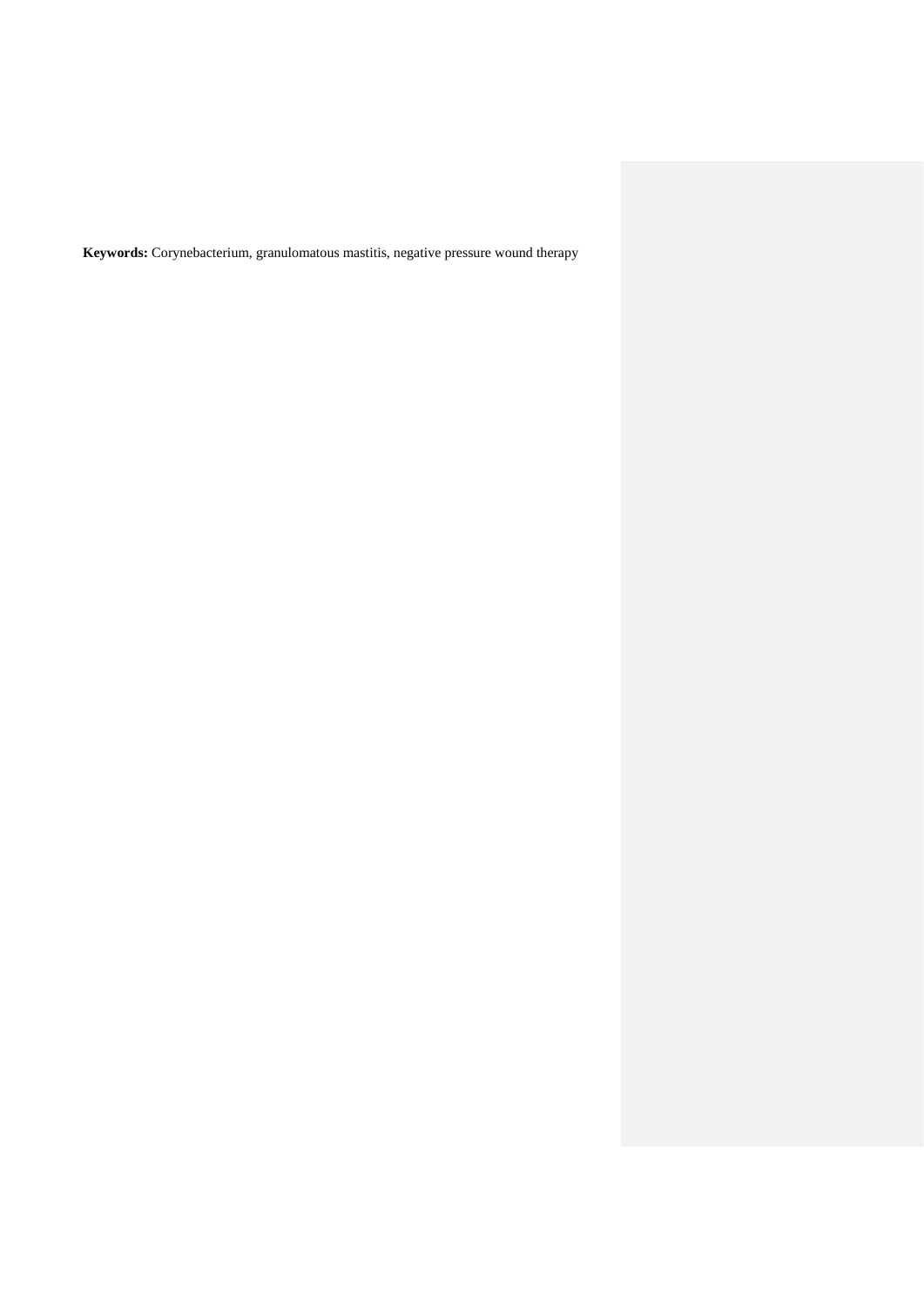**Keywords:** Corynebacterium, granulomatous mastitis, negative pressure wound therapy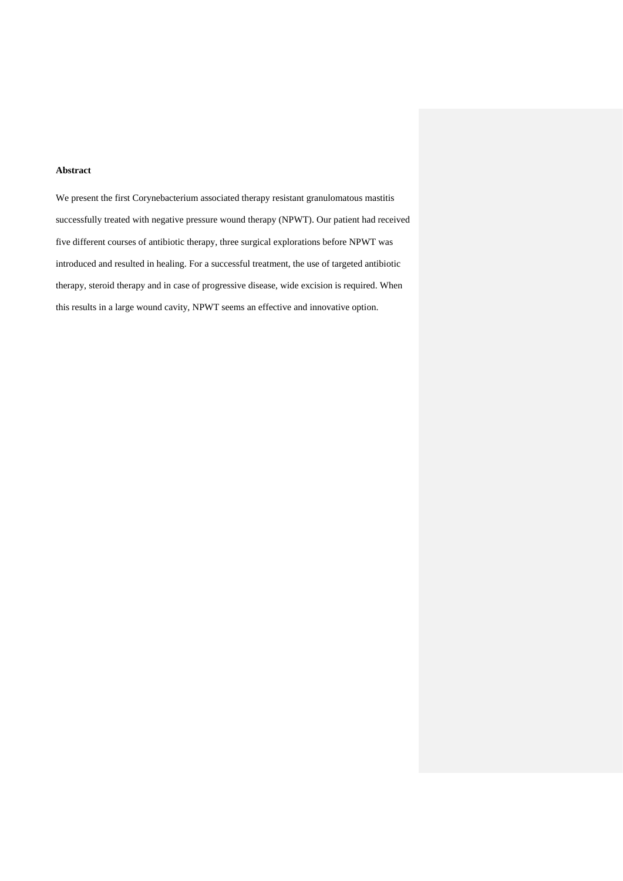**Abstract**

We present the first Corynebacterium associated therapy resistant granulomatous mastitis successfully treated with negative pressure wound therapy (NPWT). Our patient had received five different courses of antibiotic therapy, three surgical explorations before NPWT was introduced and resulted in healing. For a successful treatment, the use of targeted antibiotic therapy, steroid therapy and in case of progressive disease, wide excision is required. When this results in a large wound cavity, NPWT seems an effective and innovative option.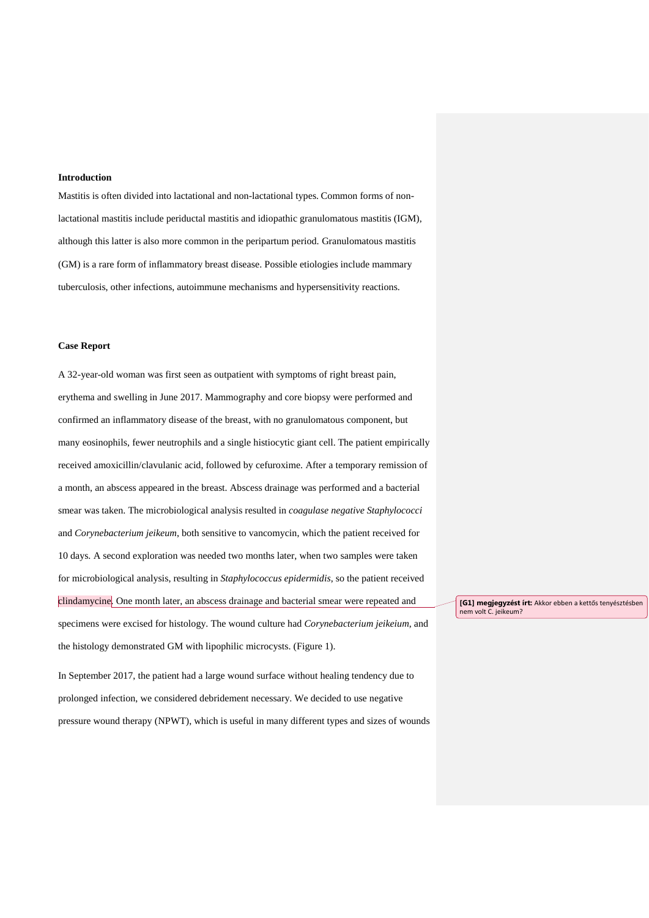**Introduction**

Mastitis is often divided into lactational and non-lactational types. Common forms of non-lactational mastitis include periductal mastitis and idiopathic granulomatous mastitis (IGM), although this latter is also more common in the peripartum period. Granulomatous mastitis (GM) is a rare form of inflammatory breast disease. Possible etiologies include mammary tuberculosis, other infections, autoimmune mechanisms and hypersensitivity reactions.

**Case Report**

A 32-year-old woman was first seen as outpatient with symptoms of right breast pain, erythema and swelling in June 2017. Mammography and core biopsy were performed and confirmed an inflammatory disease of the breast, with no granulomatous component, but many eosinophils, fewer neutrophils and a single histiocytic giant cell. The patient empirically received amoxicillin/clavulanic acid, followed by cefuroxime. After a temporary remission of a month, an abscess appeared in the breast. Abscess drainage was performed and a bacterial smear was taken. The microbiological analysis resulted in *coagulase negative Staphylococci* and *Corynebacterium jeikeum*, both sensitive to vancomycin, which the patient received for 10 days. A second exploration was needed two months later, when two samples were taken for microbiological analysis, resulting in *Staphylococcus epidermidis*, so the patient received clindamycine. One month later, an abscess drainage and bacterial smear were repeated and specimens were excised for histology. The wound culture had *Corynebacterium jeikeium*, and the histology demonstrated GM with lipophilic microcysts. (Figure 1).

**[G1] megjegyzést írt:** Akkor ebben a kettős tenyésztésben nem volt C. jeikeum?

In September 2017, the patient had a large wound surface without healing tendency due to prolonged infection, we considered debridement necessary. We decided to use negative pressure wound therapy (NPWT), which is useful in many different types and sizes of wounds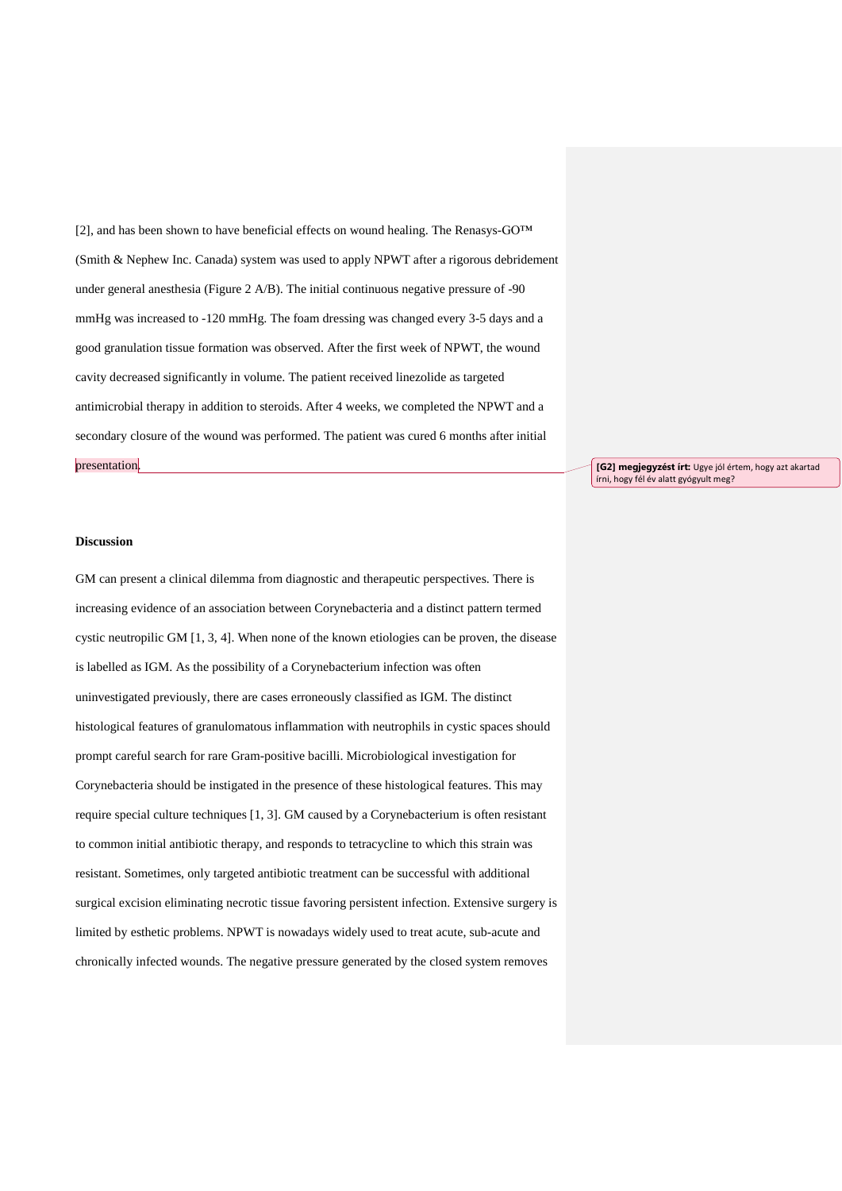[2], and has been shown to have beneficial effects on wound healing. The Renasys-GO™ (Smith & Nephew Inc. Canada) system was used to apply NPWT after a rigorous debridement under general anesthesia (Figure 2 A/B). The initial continuous negative pressure of -90 mmHg was increased to -120 mmHg. The foam dressing was changed every 3-5 days and a good granulation tissue formation was observed. After the first week of NPWT, the wound cavity decreased significantly in volume. The patient received linezolide as targeted antimicrobial therapy in addition to steroids. After 4 weeks, we completed the NPWT and a secondary closure of the wound was performed. The patient was cured 6 months after initial presentation.

### Discussion

GM can present a clinical dilemma from diagnostic and therapeutic perspectives. There is increasing evidence of an association between Corynebacteria and a distinct pattern termed cystic neutropilic GM [1, 3, 4]. When none of the known etiologies can be proven, the disease is labelled as IGM. As the possibility of a Corynebacterium infection was often uninvestigated previously, there are cases erroneously classified as IGM. The distinct histological features of granulomatous inflammation with neutrophils in cystic spaces should prompt careful search for rare Gram-positive bacilli. Microbiological investigation for Corynebacteria should be instigated in the presence of these histological features. This may require special culture techniques [1, 3]. GM caused by a Corynebacterium is often resistant to common initial antibiotic therapy, and responds to tetracycline to which this strain was resistant. Sometimes, only targeted antibiotic treatment can be successful with additional surgical excision eliminating necrotic tissue favoring persistent infection. Extensive surgery is limited by esthetic problems. NPWT is nowadays widely used to treat acute, sub-acute and chronically infected wounds. The negative pressure generated by the closed system removes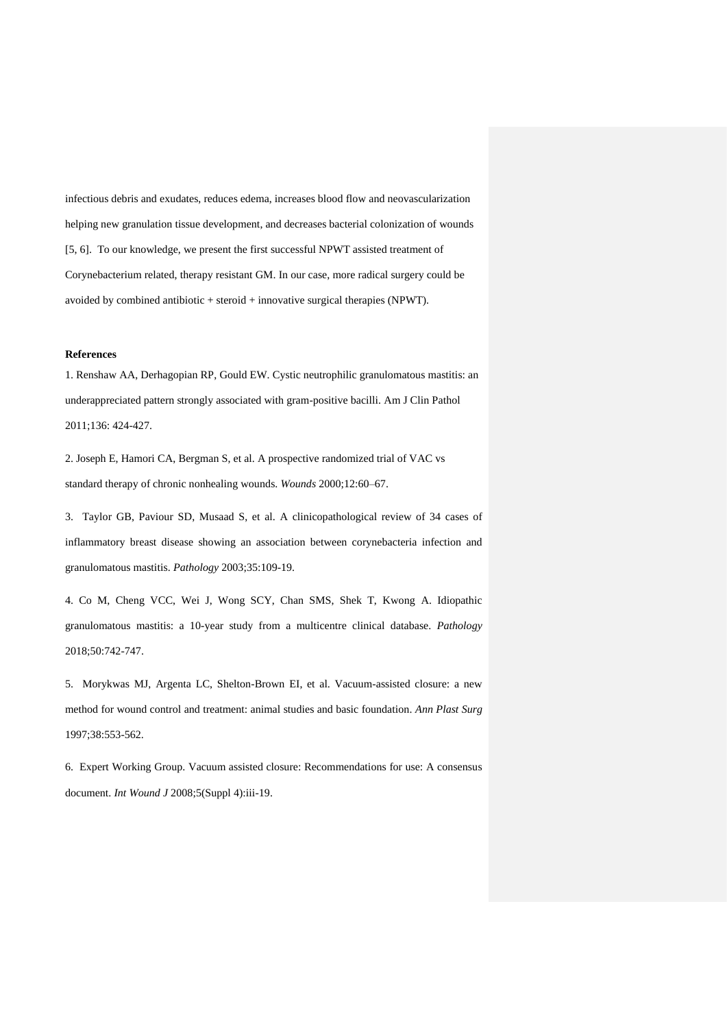infectious debris and exudates, reduces edema, increases blood flow and neovascularization helping new granulation tissue development, and decreases bacterial colonization of wounds [5, 6]. To our knowledge, we present the first successful NPWT assisted treatment of Corynebacterium related, therapy resistant GM. In our case, more radical surgery could be avoided by combined antibiotic + steroid + innovative surgical therapies (NPWT).

**References**

1. Renshaw AA, Derhagopian RP, Gould EW. Cystic neutrophilic granulomatous mastitis: an underappreciated pattern strongly associated with gram-positive bacilli. Am J Clin Pathol 2011;136: 424-427.

2. Joseph E, Hamori CA, Bergman S, et al. A prospective randomized trial of VAC vs standard therapy of chronic nonhealing wounds. *Wounds* 2000;12:60–67.

3. Taylor GB, Paviour SD, Musaad S, et al. A clinicopathological review of 34 cases of inflammatory breast disease showing an association between corynebacteria infection and granulomatous mastitis. *Pathology* 2003;35:109-19.

4. Co M, Cheng VCC, Wei J, Wong SCY, Chan SMS, Shek T, Kwong A. Idiopathic granulomatous mastitis: a 10-year study from a multicentre clinical database. *Pathology* 2018;50:742-747.

5. Morykwas MJ, Argenta LC, Shelton-Brown EI, et al. Vacuum-assisted closure: a new method for wound control and treatment: animal studies and basic foundation. *Ann Plast Surg* 1997;38:553-562.

6. Expert Working Group. Vacuum assisted closure: Recommendations for use: A consensus document. *Int Wound J* 2008;5(Suppl 4):iii-19.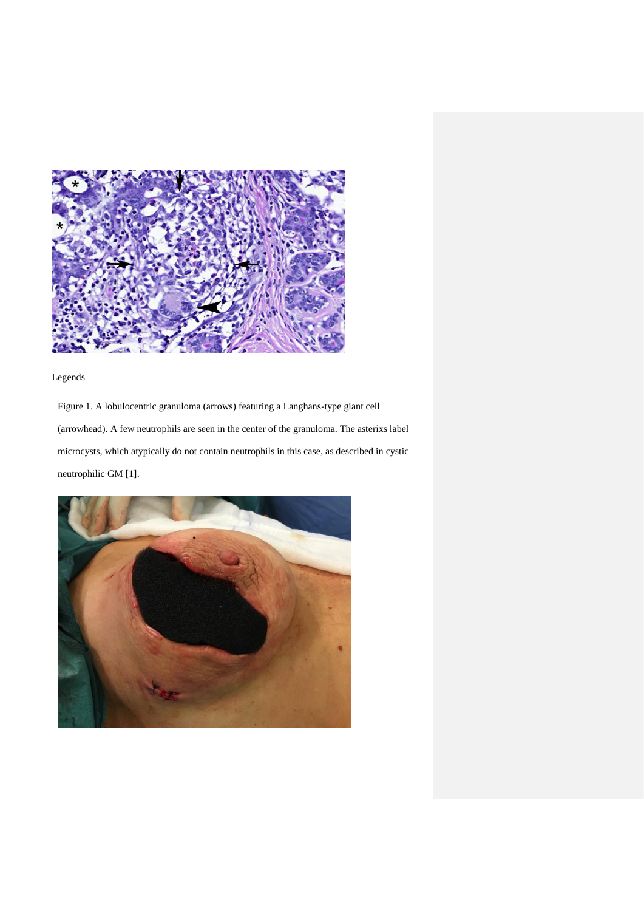Legends

Figure 1. A lobulocentric granuloma (arrows) featuring a Langhans-type giant cell (arrowhead). A few neutrophils are seen in the center of the granuloma. The asterixs label microcysts, which atypically do not contain neutrophils in this case, as described in cystic neutrophilic GM [1].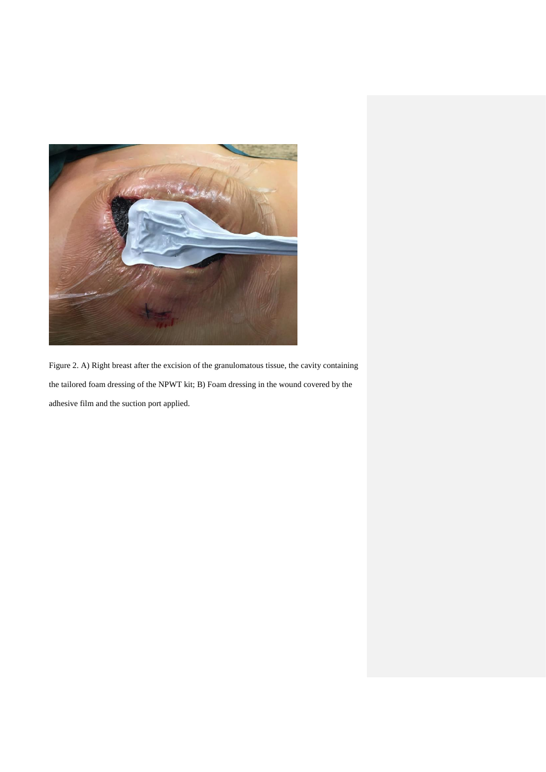Figure 2. A) Right breast after the excision of the granulomatous tissue, the cavity containing the tailored foam dressing of the NPWT kit; B) Foam dressing in the wound covered by the adhesive film and the suction port applied.